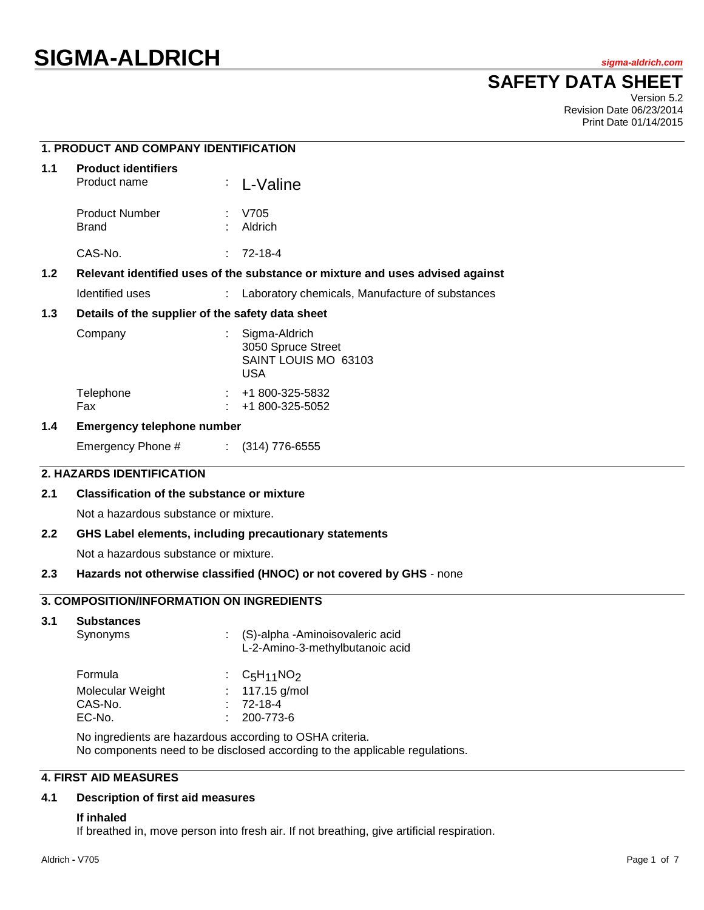# SIGMA-ALDRICH

*sigma-aldrich.com*

## SAFETY DATA SHEET

Version 5.2
Revision Date 06/23/2014
Print Date 01/14/2015

### 1. PRODUCT AND COMPANY IDENTIFICATION

**1.1 Product identifiers**

| | | |
|---|---|---|
| Product name | : | L-Valine |
| Product Number | : | V705 |
| Brand | : | Aldrich |
| CAS-No. | : | 72-18-4 |

**1.2 Relevant identified uses of the substance or mixture and uses advised against**

| | | |
|---|---|---|
| Identified uses | : | Laboratory chemicals, Manufacture of substances |

**1.3 Details of the supplier of the safety data sheet**

| | | |
|---|---|---|
| Company | : | Sigma-Aldrich<br>3050 Spruce Street<br>SAINT LOUIS MO 63103<br>USA |
| Telephone | : | +1 800-325-5832 |
| Fax | : | +1 800-325-5052 |

**1.4 Emergency telephone number**

| | | |
|---|---|---|
| Emergency Phone # | : | (314) 776-6555 |

### 2. HAZARDS IDENTIFICATION

**2.1 Classification of the substance or mixture**

Not a hazardous substance or mixture.

**2.2 GHS Label elements, including precautionary statements**

Not a hazardous substance or mixture.

**2.3 Hazards not otherwise classified (HNOC) or not covered by GHS** - none

### 3. COMPOSITION/INFORMATION ON INGREDIENTS

**3.1 Substances**

| | | |
|---|---|---|
| Synonyms | : | (S)-alpha -Aminoisovaleric acid<br>L-2-Amino-3-methylbutanoic acid |
| Formula | : | $C_5H_{11}NO_2$ |
| Molecular Weight | : | 117.15 g/mol |
| CAS-No. | : | 72-18-4 |
| EC-No. | : | 200-773-6 |

No ingredients are hazardous according to OSHA criteria.
No components need to be disclosed according to the applicable regulations.

### 4. FIRST AID MEASURES

**4.1 Description of first aid measures**

**If inhaled**
If breathed in, move person into fresh air. If not breathing, give artificial respiration.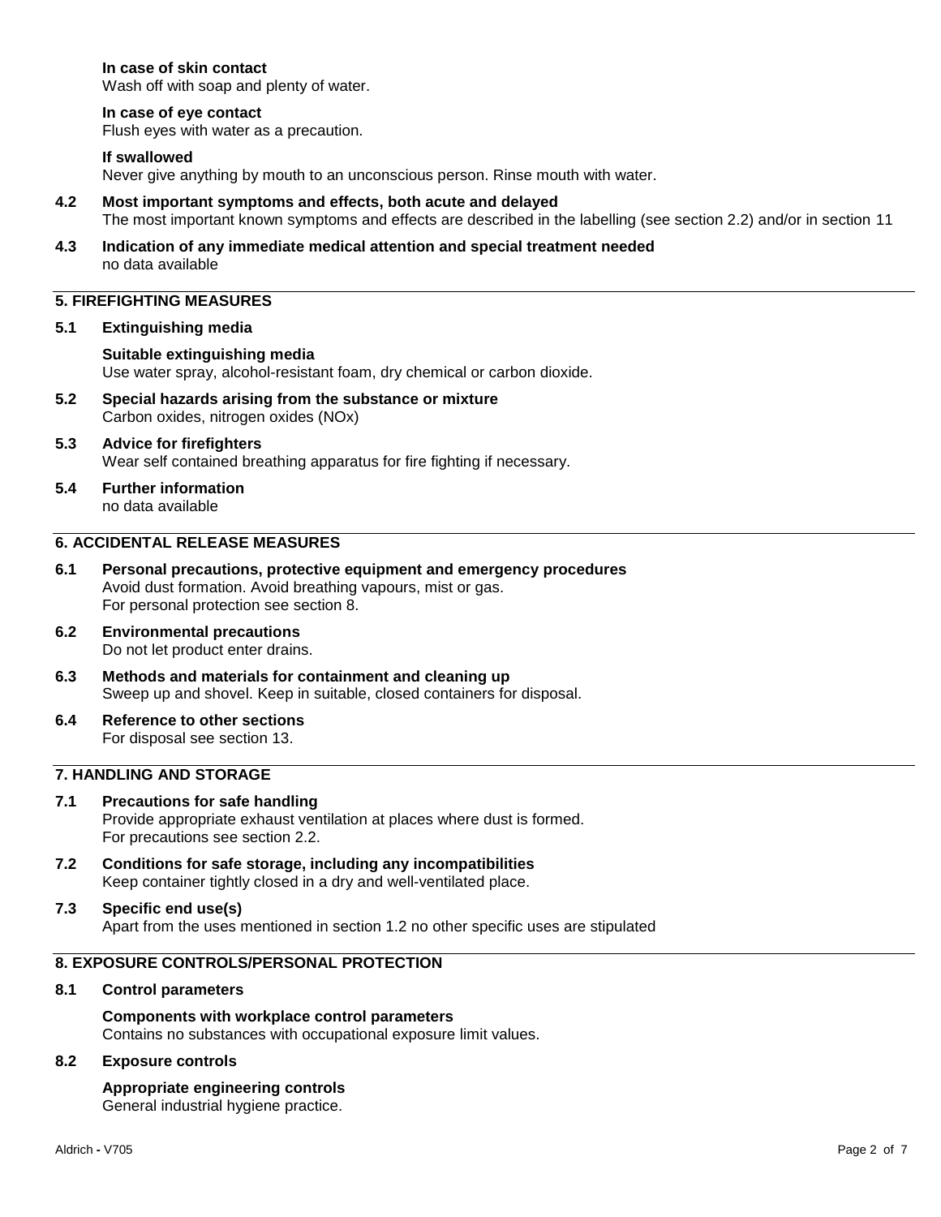**In case of skin contact**
Wash off with soap and plenty of water.

**In case of eye contact**
Flush eyes with water as a precaution.

**If swallowed**
Never give anything by mouth to an unconscious person. Rinse mouth with water.

**4.2 Most important symptoms and effects, both acute and delayed**
The most important known symptoms and effects are described in the labelling (see section 2.2) and/or in section 11

**4.3 Indication of any immediate medical attention and special treatment needed**
no data available

## 5. FIREFIGHTING MEASURES

**5.1 Extinguishing media**

**Suitable extinguishing media**
Use water spray, alcohol-resistant foam, dry chemical or carbon dioxide.

**5.2 Special hazards arising from the substance or mixture**
Carbon oxides, nitrogen oxides (NOx)

**5.3 Advice for firefighters**
Wear self contained breathing apparatus for fire fighting if necessary.

**5.4 Further information**
no data available

## 6. ACCIDENTAL RELEASE MEASURES

**6.1 Personal precautions, protective equipment and emergency procedures**
Avoid dust formation. Avoid breathing vapours, mist or gas.
For personal protection see section 8.

**6.2 Environmental precautions**
Do not let product enter drains.

**6.3 Methods and materials for containment and cleaning up**
Sweep up and shovel. Keep in suitable, closed containers for disposal.

**6.4 Reference to other sections**
For disposal see section 13.

## 7. HANDLING AND STORAGE

**7.1 Precautions for safe handling**
Provide appropriate exhaust ventilation at places where dust is formed.
For precautions see section 2.2.

**7.2 Conditions for safe storage, including any incompatibilities**
Keep container tightly closed in a dry and well-ventilated place.

**7.3 Specific end use(s)**
Apart from the uses mentioned in section 1.2 no other specific uses are stipulated

## 8. EXPOSURE CONTROLS/PERSONAL PROTECTION

**8.1 Control parameters**

**Components with workplace control parameters**
Contains no substances with occupational exposure limit values.

**8.2 Exposure controls**

**Appropriate engineering controls**
General industrial hygiene practice.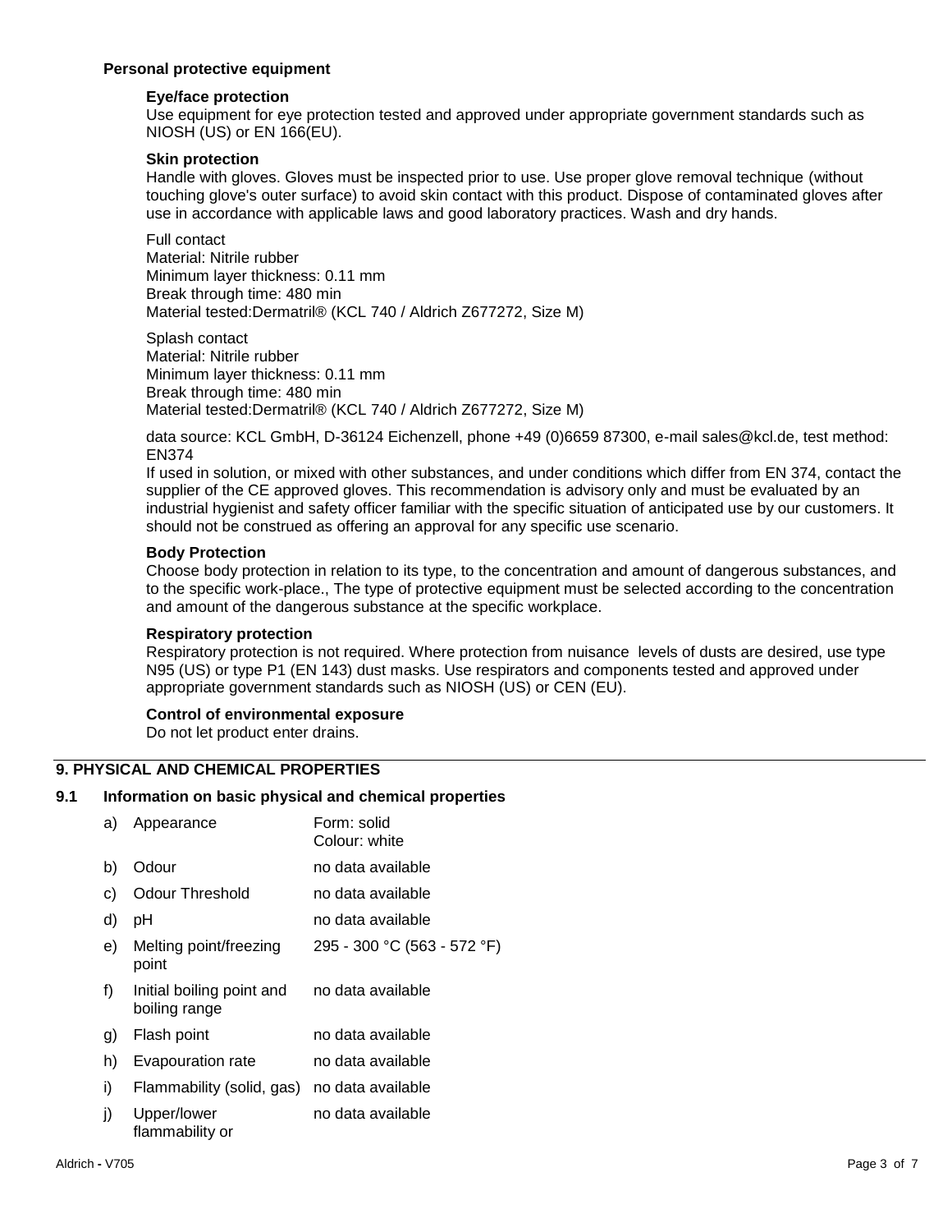**Personal protective equipment**

**Eye/face protection**

Use equipment for eye protection tested and approved under appropriate government standards such as NIOSH (US) or EN 166(EU).

**Skin protection**

Handle with gloves. Gloves must be inspected prior to use. Use proper glove removal technique (without touching glove's outer surface) to avoid skin contact with this product. Dispose of contaminated gloves after use in accordance with applicable laws and good laboratory practices. Wash and dry hands.

Full contact
Material: Nitrile rubber
Minimum layer thickness: 0.11 mm
Break through time: 480 min
Material tested:Dermatril® (KCL 740 / Aldrich Z677272, Size M)

Splash contact
Material: Nitrile rubber
Minimum layer thickness: 0.11 mm
Break through time: 480 min
Material tested:Dermatril® (KCL 740 / Aldrich Z677272, Size M)

data source: KCL GmbH, D-36124 Eichenzell, phone +49 (0)6659 87300, e-mail sales@kcl.de, test method: EN374

If used in solution, or mixed with other substances, and under conditions which differ from EN 374, contact the supplier of the CE approved gloves. This recommendation is advisory only and must be evaluated by an industrial hygienist and safety officer familiar with the specific situation of anticipated use by our customers. It should not be construed as offering an approval for any specific use scenario.

**Body Protection**

Choose body protection in relation to its type, to the concentration and amount of dangerous substances, and to the specific work-place., The type of protective equipment must be selected according to the concentration and amount of the dangerous substance at the specific workplace.

**Respiratory protection**

Respiratory protection is not required. Where protection from nuisance levels of dusts are desired, use type N95 (US) or type P1 (EN 143) dust masks. Use respirators and components tested and approved under appropriate government standards such as NIOSH (US) or CEN (EU).

**Control of environmental exposure**

Do not let product enter drains.

## 9. PHYSICAL AND CHEMICAL PROPERTIES

### 9.1 Information on basic physical and chemical properties

| | | |
|---|---|---|
| a) | Appearance | Form: solid<br>Colour: white |
| b) | Odour | no data available |
| c) | Odour Threshold | no data available |
| d) | pH | no data available |
| e) | Melting point/freezing point | 295 - 300 °C (563 - 572 °F) |
| f) | Initial boiling point and boiling range | no data available |
| g) | Flash point | no data available |
| h) | Evapouration rate | no data available |
| i) | Flammability (solid, gas) | no data available |
| j) | Upper/lower flammability or | no data available |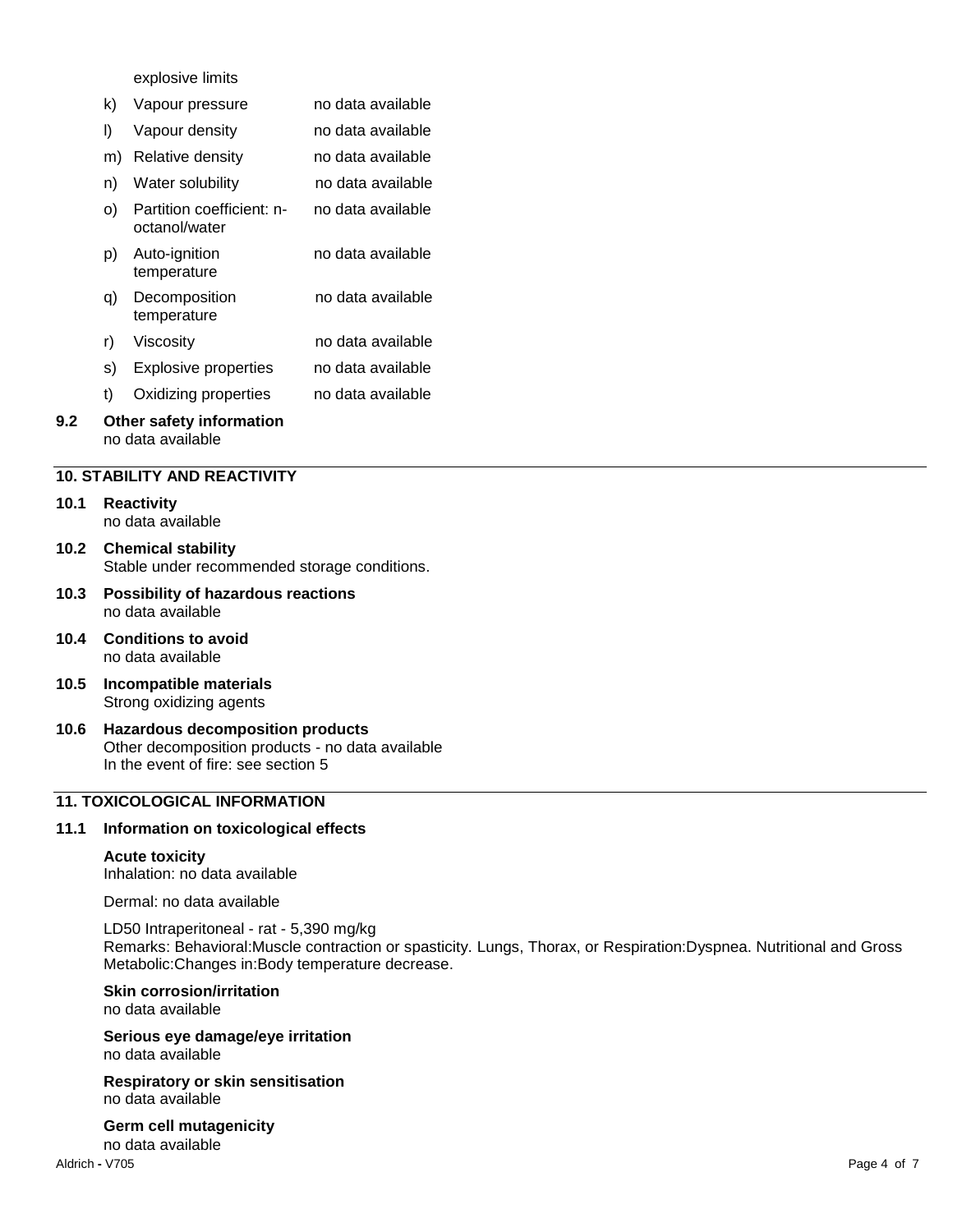explosive limits

| | | |
|---|---|---|
| k) | Vapour pressure | no data available |
| l) | Vapour density | no data available |
| m) | Relative density | no data available |
| n) | Water solubility | no data available |
| o) | Partition coefficient: n-octanol/water | no data available |
| p) | Auto-ignition temperature | no data available |
| q) | Decomposition temperature | no data available |
| r) | Viscosity | no data available |
| s) | Explosive properties | no data available |
| t) | Oxidizing properties | no data available |

**9.2 Other safety information**
no data available

## 10. STABILITY AND REACTIVITY

**10.1 Reactivity**
no data available

**10.2 Chemical stability**
Stable under recommended storage conditions.

**10.3 Possibility of hazardous reactions**
no data available

**10.4 Conditions to avoid**
no data available

**10.5 Incompatible materials**
Strong oxidizing agents

**10.6 Hazardous decomposition products**
Other decomposition products - no data available
In the event of fire: see section 5

## 11. TOXICOLOGICAL INFORMATION

**11.1 Information on toxicological effects**

**Acute toxicity**
Inhalation: no data available

Dermal: no data available

LD50 Intraperitoneal - rat - 5,390 mg/kg
Remarks: Behavioral:Muscle contraction or spasticity. Lungs, Thorax, or Respiration:Dyspnea. Nutritional and Gross Metabolic:Changes in:Body temperature decrease.

**Skin corrosion/irritation**
no data available

**Serious eye damage/eye irritation**
no data available

**Respiratory or skin sensitisation**
no data available

**Germ cell mutagenicity**
no data available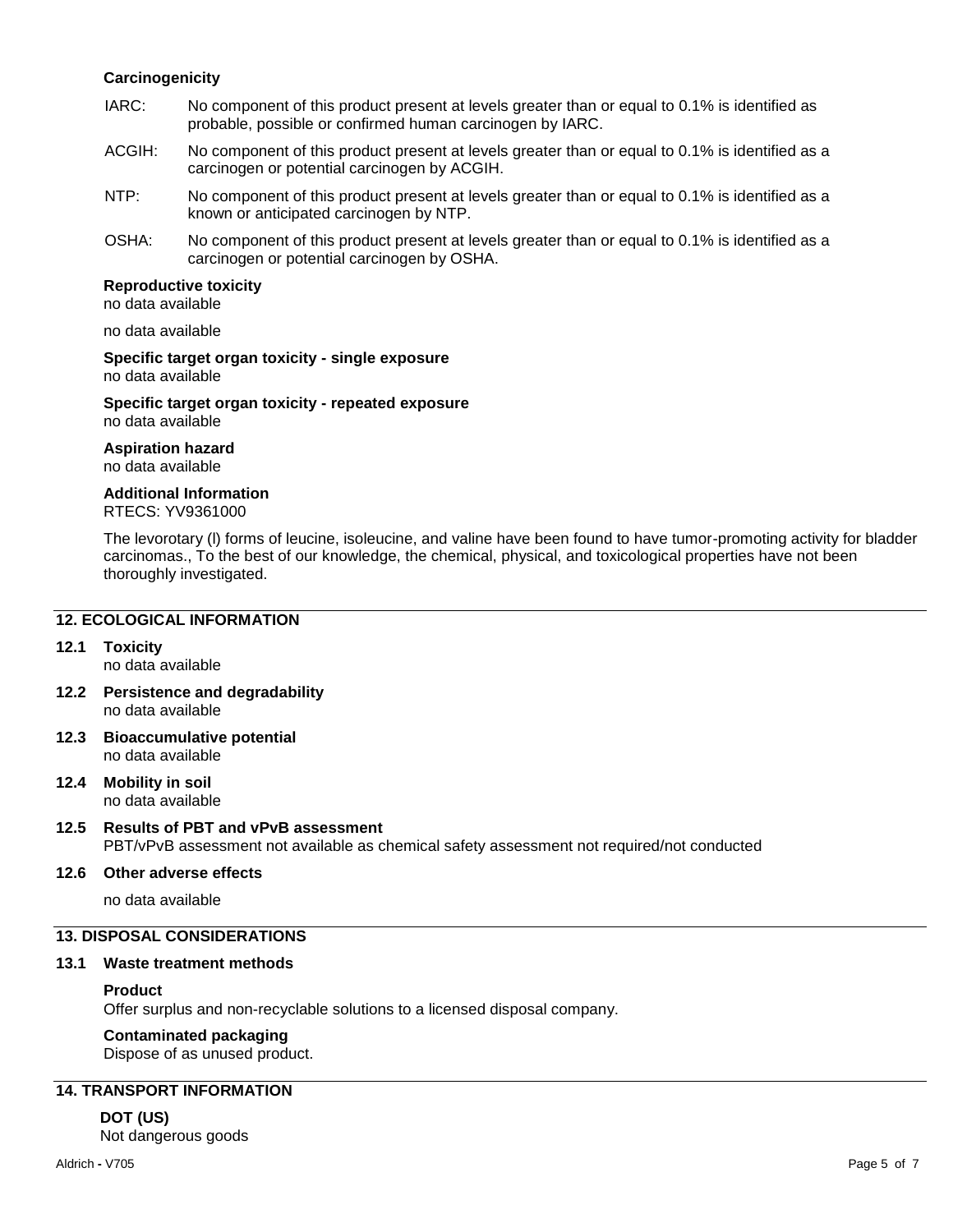**Carcinogenicity**

IARC: No component of this product present at levels greater than or equal to 0.1% is identified as probable, possible or confirmed human carcinogen by IARC.

ACGIH: No component of this product present at levels greater than or equal to 0.1% is identified as a carcinogen or potential carcinogen by ACGIH.

NTP: No component of this product present at levels greater than or equal to 0.1% is identified as a known or anticipated carcinogen by NTP.

OSHA: No component of this product present at levels greater than or equal to 0.1% is identified as a carcinogen or potential carcinogen by OSHA.

**Reproductive toxicity**

no data available

no data available

**Specific target organ toxicity - single exposure**

no data available

**Specific target organ toxicity - repeated exposure**

no data available

**Aspiration hazard**

no data available

**Additional Information**

RTECS: YV9361000

The levorotary (l) forms of leucine, isoleucine, and valine have been found to have tumor-promoting activity for bladder carcinomas., To the best of our knowledge, the chemical, physical, and toxicological properties have not been thoroughly investigated.

## 12. ECOLOGICAL INFORMATION

### 12.1 Toxicity

no data available

### 12.2 Persistence and degradability

no data available

### 12.3 Bioaccumulative potential

no data available

### 12.4 Mobility in soil

no data available

### 12.5 Results of PBT and vPvB assessment

PBT/vPvB assessment not available as chemical safety assessment not required/not conducted

### 12.6 Other adverse effects

no data available

## 13. DISPOSAL CONSIDERATIONS

### 13.1 Waste treatment methods

**Product**

Offer surplus and non-recyclable solutions to a licensed disposal company.

**Contaminated packaging**

Dispose of as unused product.

## 14. TRANSPORT INFORMATION

**DOT (US)**

Not dangerous goods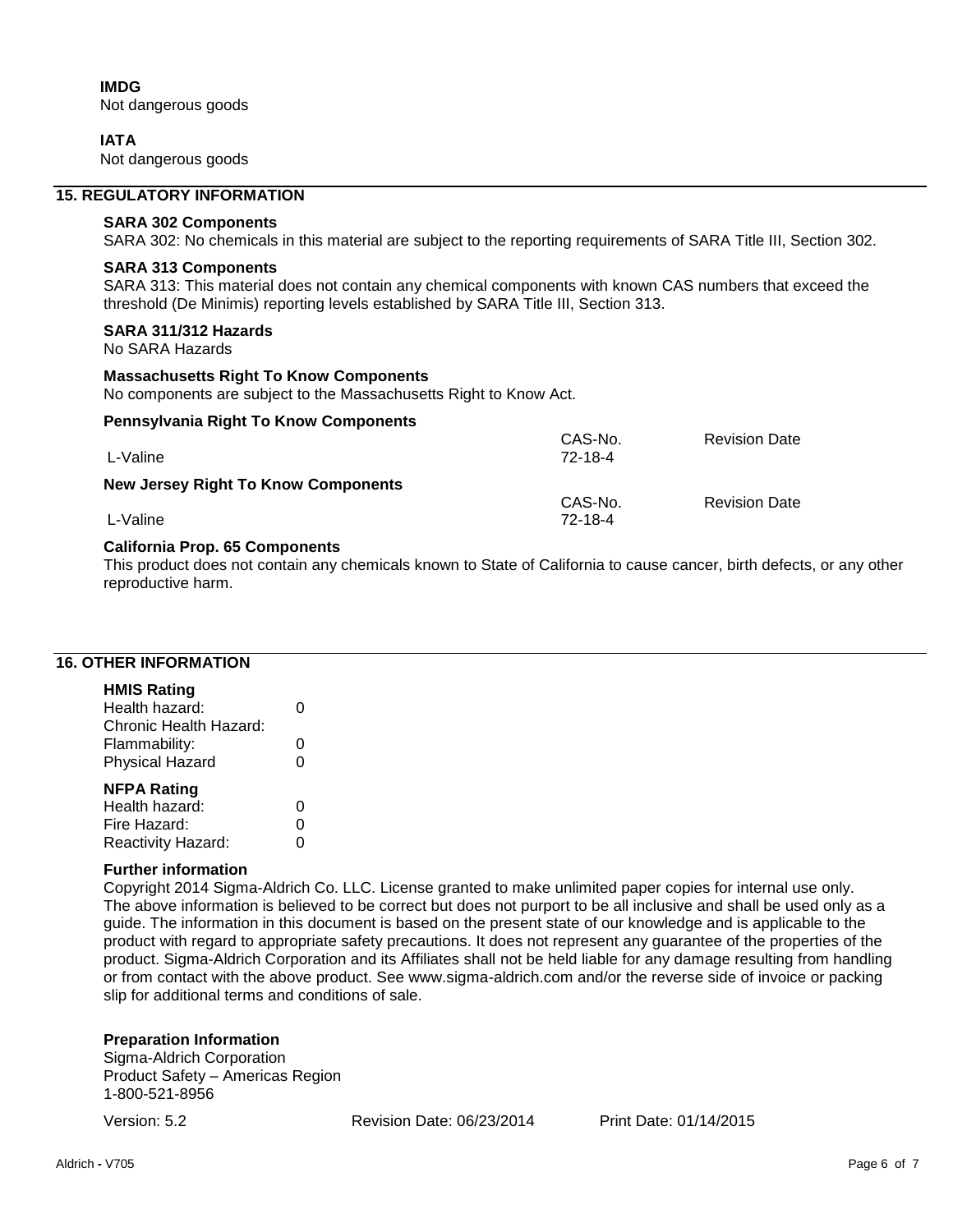**IMDG**
Not dangerous goods

**IATA**
Not dangerous goods

## 15. REGULATORY INFORMATION

**SARA 302 Components**
SARA 302: No chemicals in this material are subject to the reporting requirements of SARA Title III, Section 302.

**SARA 313 Components**
SARA 313: This material does not contain any chemical components with known CAS numbers that exceed the threshold (De Minimis) reporting levels established by SARA Title III, Section 313.

**SARA 311/312 Hazards**
No SARA Hazards

**Massachusetts Right To Know Components**
No components are subject to the Massachusetts Right to Know Act.

**Pennsylvania Right To Know Components**

| | CAS-No. | Revision Date |
|---|---|---|
| L-Valine | 72-18-4 | |

**New Jersey Right To Know Components**

| | CAS-No. | Revision Date |
|---|---|---|
| L-Valine | 72-18-4 | |

**California Prop. 65 Components**
This product does not contain any chemicals known to State of California to cause cancer, birth defects, or any other reproductive harm.

## 16. OTHER INFORMATION

**HMIS Rating**

| | |
|---|---|
| Health hazard: | 0 |
| Chronic Health Hazard: | |
| Flammability: | 0 |
| Physical Hazard | 0 |

**NFPA Rating**

| | |
|---|---|
| Health hazard: | 0 |
| Fire Hazard: | 0 |
| Reactivity Hazard: | 0 |

**Further information**
Copyright 2014 Sigma-Aldrich Co. LLC. License granted to make unlimited paper copies for internal use only.
The above information is believed to be correct but does not purport to be all inclusive and shall be used only as a guide. The information in this document is based on the present state of our knowledge and is applicable to the product with regard to appropriate safety precautions. It does not represent any guarantee of the properties of the product. Sigma-Aldrich Corporation and its Affiliates shall not be held liable for any damage resulting from handling or from contact with the above product. See www.sigma-aldrich.com and/or the reverse side of invoice or packing slip for additional terms and conditions of sale.

**Preparation Information**
Sigma-Aldrich Corporation
Product Safety – Americas Region
1-800-521-8956

Version: 5.2    Revision Date: 06/23/2014    Print Date: 01/14/2015